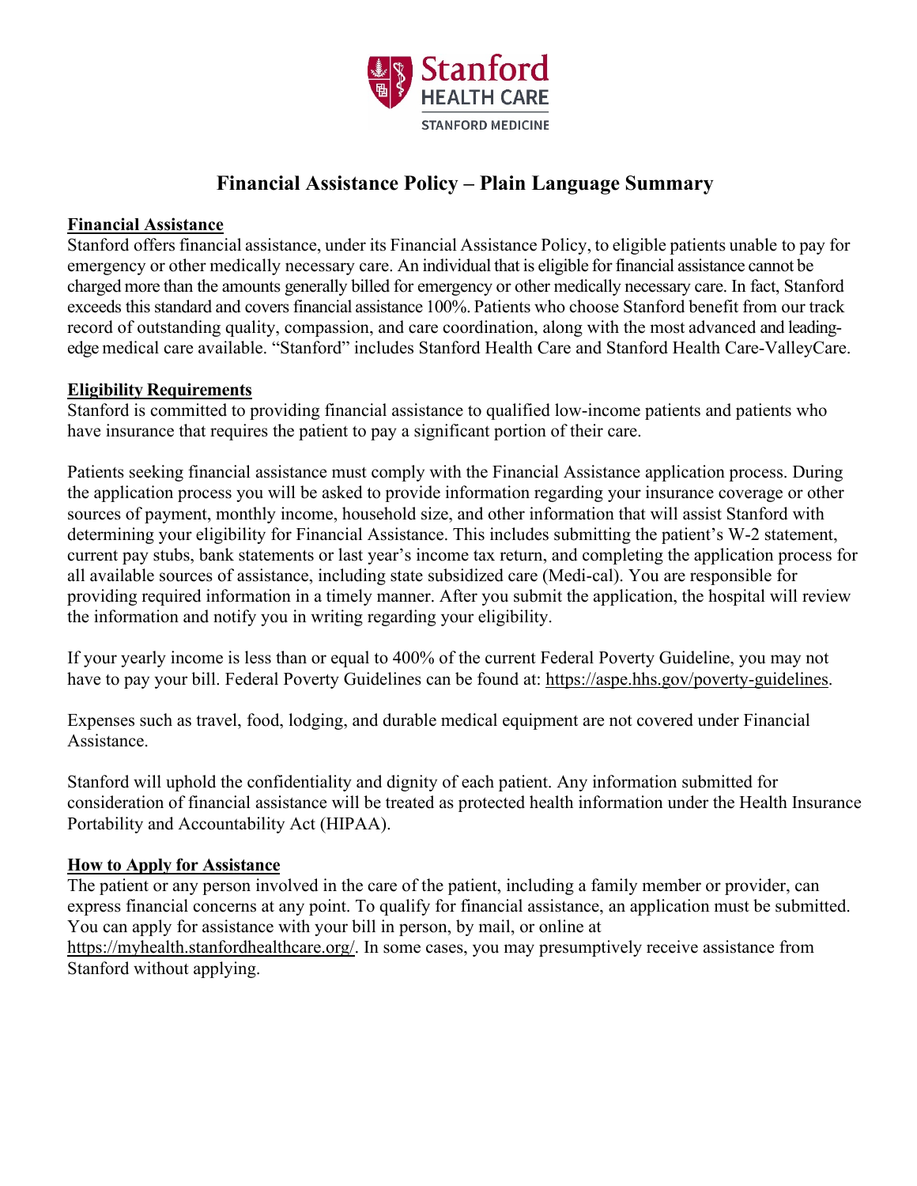# Financial Assistance Policy – Plain Language Summary

**Financial Assistance**

Stanford offers financial assistance, under its Financial Assistance Policy, to eligible patients unable to pay for emergency or other medically necessary care. An individual that is eligible for financial assistance cannot be charged more than the amounts generally billed for emergency or other medically necessary care. In fact, Stanford exceeds this standard and covers financial assistance 100%. Patients who choose Stanford benefit from our track record of outstanding quality, compassion, and care coordination, along with the most advanced and leading-edge medical care available. "Stanford" includes Stanford Health Care and Stanford Health Care-ValleyCare.

**Eligibility Requirements**

Stanford is committed to providing financial assistance to qualified low-income patients and patients who have insurance that requires the patient to pay a significant portion of their care.

Patients seeking financial assistance must comply with the Financial Assistance application process. During the application process you will be asked to provide information regarding your insurance coverage or other sources of payment, monthly income, household size, and other information that will assist Stanford with determining your eligibility for Financial Assistance. This includes submitting the patient's W-2 statement, current pay stubs, bank statements or last year's income tax return, and completing the application process for all available sources of assistance, including state subsidized care (Medi-cal). You are responsible for providing required information in a timely manner. After you submit the application, the hospital will review the information and notify you in writing regarding your eligibility.

If your yearly income is less than or equal to 400% of the current Federal Poverty Guideline, you may not have to pay your bill. Federal Poverty Guidelines can be found at: https://aspe.hhs.gov/poverty-guidelines.

Expenses such as travel, food, lodging, and durable medical equipment are not covered under Financial Assistance.

Stanford will uphold the confidentiality and dignity of each patient. Any information submitted for consideration of financial assistance will be treated as protected health information under the Health Insurance Portability and Accountability Act (HIPAA).

**How to Apply for Assistance**

The patient or any person involved in the care of the patient, including a family member or provider, can express financial concerns at any point. To qualify for financial assistance, an application must be submitted. You can apply for assistance with your bill in person, by mail, or online at https://myhealth.stanfordhealthcare.org/. In some cases, you may presumptively receive assistance from Stanford without applying.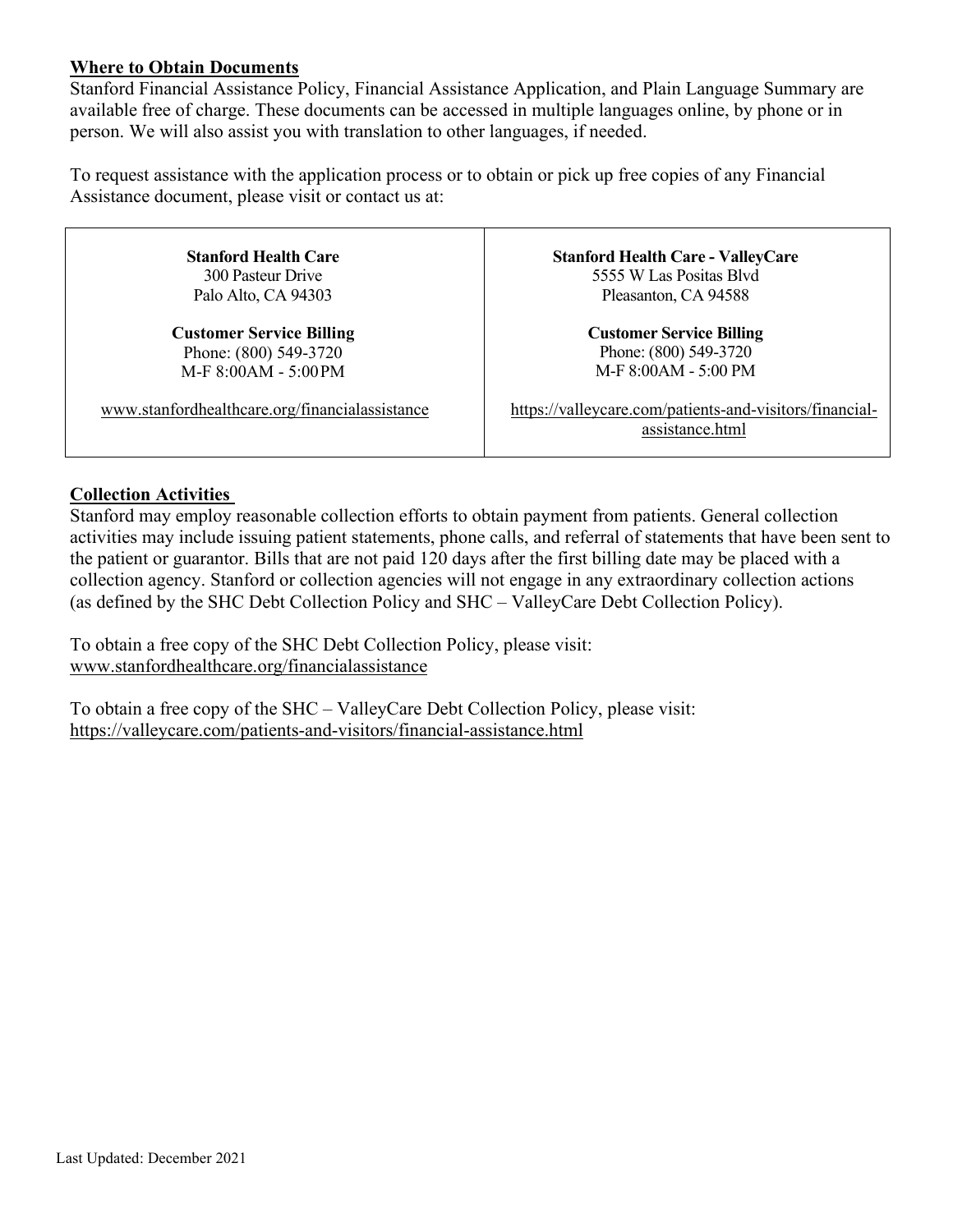## Where to Obtain Documents

Stanford Financial Assistance Policy, Financial Assistance Application, and Plain Language Summary are available free of charge. These documents can be accessed in multiple languages online, by phone or in person. We will also assist you with translation to other languages, if needed.

To request assistance with the application process or to obtain or pick up free copies of any Financial Assistance document, please visit or contact us at:

| | |
|---|---|
| **Stanford Health Care**<br>300 Pasteur Drive<br>Palo Alto, CA 94303<br><br>**Customer Service Billing**<br>Phone: (800) 549-3720<br>M-F 8:00AM - 5:00PM<br><br>www.stanfordhealthcare.org/financialassistance | **Stanford Health Care - ValleyCare**<br>5555 W Las Positas Blvd<br>Pleasanton, CA 94588<br><br>**Customer Service Billing**<br>Phone: (800) 549-3720<br>M-F 8:00AM - 5:00 PM<br><br>https://valleycare.com/patients-and-visitors/financial-assistance.html |

## Collection Activities

Stanford may employ reasonable collection efforts to obtain payment from patients. General collection activities may include issuing patient statements, phone calls, and referral of statements that have been sent to the patient or guarantor. Bills that are not paid 120 days after the first billing date may be placed with a collection agency. Stanford or collection agencies will not engage in any extraordinary collection actions (as defined by the SHC Debt Collection Policy and SHC – ValleyCare Debt Collection Policy).

To obtain a free copy of the SHC Debt Collection Policy, please visit:
www.stanfordhealthcare.org/financialassistance

To obtain a free copy of the SHC – ValleyCare Debt Collection Policy, please visit:
https://valleycare.com/patients-and-visitors/financial-assistance.html

Last Updated: December 2021